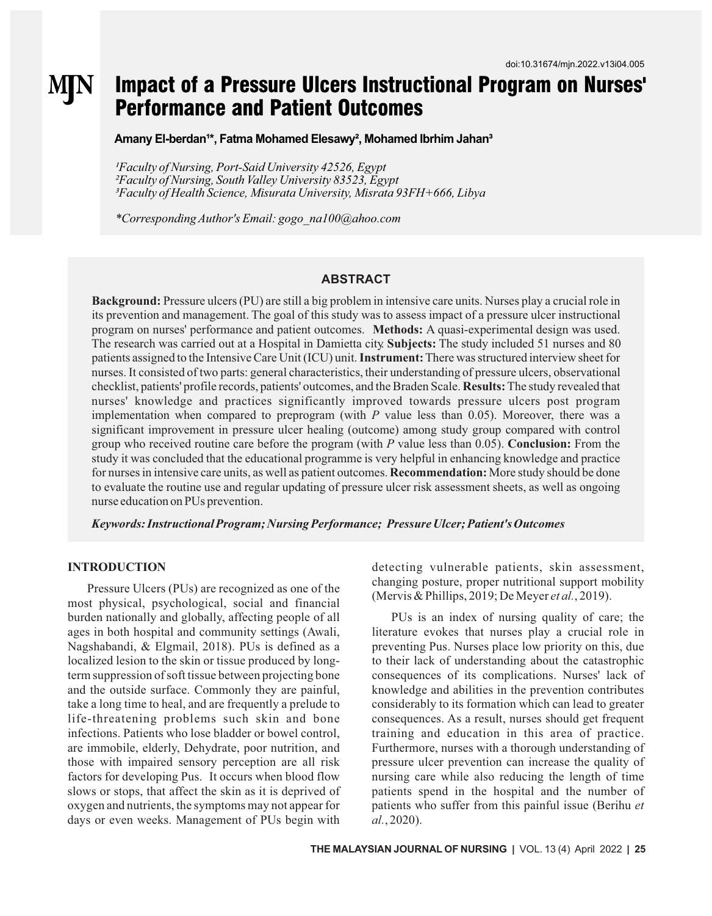doi:10.31674/mjn.2022.v13i04.005

# Impact of a Pressure Ulcers Instructional Program on Nurses' Performance and Patient Outcomes

**Amany El-berdan[1]*, Fatma Mohamed Elesawy[2], Mohamed Ibrhim Jahan[3]**

*[1]Faculty of Nursing, Port-Said University 42526, Egypt*
*[2]Faculty of Nursing, South Valley University 83523, Egypt*
*[3]Faculty of Health Science, Misurata University, Misrata 93FH+666, Libya*

*\*Corresponding Author's Email: gogo_na100@ahoo.com*

## ABSTRACT

**Background:** Pressure ulcers (PU) are still a big problem in intensive care units. Nurses play a crucial role in its prevention and management. The goal of this study was to assess impact of a pressure ulcer instructional program on nurses' performance and patient outcomes. **Methods:** A quasi-experimental design was used. The research was carried out at a Hospital in Damietta city. **Subjects:** The study included 51 nurses and 80 patients assigned to the Intensive Care Unit (ICU) unit. **Instrument:** There was structured interview sheet for nurses. It consisted of two parts: general characteristics, their understanding of pressure ulcers, observational checklist, patients' profile records, patients' outcomes, and the Braden Scale. **Results:** The study revealed that nurses' knowledge and practices significantly improved towards pressure ulcers post program implementation when compared to preprogram (with *P* value less than 0.05). Moreover, there was a significant improvement in pressure ulcer healing (outcome) among study group compared with control group who received routine care before the program (with *P* value less than 0.05). **Conclusion:** From the study it was concluded that the educational programme is very helpful in enhancing knowledge and practice for nurses in intensive care units, as well as patient outcomes. **Recommendation:** More study should be done to evaluate the routine use and regular updating of pressure ulcer risk assessment sheets, as well as ongoing nurse education on PUs prevention.

***Keywords: Instructional Program; Nursing Performance; Pressure Ulcer; Patient's Outcomes***

## INTRODUCTION

Pressure Ulcers (PUs) are recognized as one of the most physical, psychological, social and financial burden nationally and globally, affecting people of all ages in both hospital and community settings (Awali, Nagshabandi, & Elgmail, 2018). PUs is defined as a localized lesion to the skin or tissue produced by long-term suppression of soft tissue between projecting bone and the outside surface. Commonly they are painful, take a long time to heal, and are frequently a prelude to life-threatening problems such skin and bone infections. Patients who lose bladder or bowel control, are immobile, elderly, Dehydrate, poor nutrition, and those with impaired sensory perception are all risk factors for developing Pus. It occurs when blood flow slows or stops, that affect the skin as it is deprived of oxygen and nutrients, the symptoms may not appear for days or even weeks. Management of PUs begin with detecting vulnerable patients, skin assessment, changing posture, proper nutritional support mobility (Mervis & Phillips, 2019; De Meyer *et al.*, 2019).

PUs is an index of nursing quality of care; the literature evokes that nurses play a crucial role in preventing Pus. Nurses place low priority on this, due to their lack of understanding about the catastrophic consequences of its complications. Nurses' lack of knowledge and abilities in the prevention contributes considerably to its formation which can lead to greater consequences. As a result, nurses should get frequent training and education in this area of practice. Furthermore, nurses with a thorough understanding of pressure ulcer prevention can increase the quality of nursing care while also reducing the length of time patients spend in the hospital and the number of patients who suffer from this painful issue (Berihu *et al.*, 2020).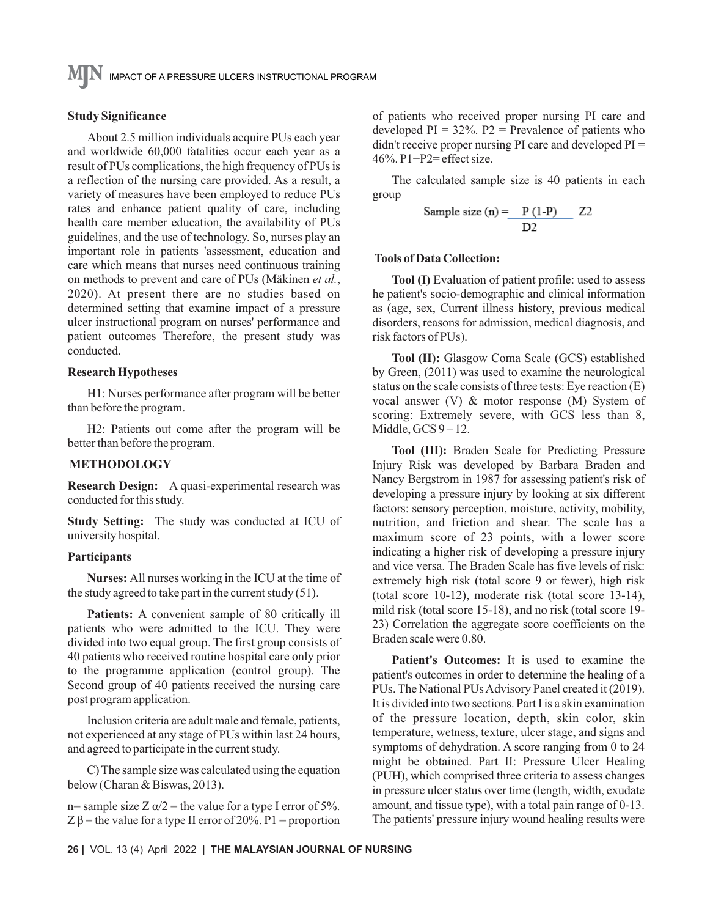**Study Significance**

About 2.5 million individuals acquire PUs each year and worldwide 60,000 fatalities occur each year as a result of PUs complications, the high frequency of PUs is a reflection of the nursing care provided. As a result, a variety of measures have been employed to reduce PUs rates and enhance patient quality of care, including health care member education, the availability of PUs guidelines, and the use of technology. So, nurses play an important role in patients 'assessment, education and care which means that nurses need continuous training on methods to prevent and care of PUs (Mäkinen *et al.*, 2020). At present there are no studies based on determined setting that examine impact of a pressure ulcer instructional program on nurses' performance and patient outcomes Therefore, the present study was conducted.

**Research Hypotheses**

H1: Nurses performance after program will be better than before the program.

H2: Patients out come after the program will be better than before the program.

## METHODOLOGY

**Research Design:** A quasi-experimental research was conducted for this study.

**Study Setting:** The study was conducted at ICU of university hospital.

**Participants**

**Nurses:** All nurses working in the ICU at the time of the study agreed to take part in the current study (51).

**Patients:** A convenient sample of 80 critically ill patients who were admitted to the ICU. They were divided into two equal group. The first group consists of 40 patients who received routine hospital care only prior to the programme application (control group). The Second group of 40 patients received the nursing care post program application.

Inclusion criteria are adult male and female, patients, not experienced at any stage of PUs within last 24 hours, and agreed to participate in the current study.

C) The sample size was calculated using the equation below (Charan & Biswas, 2013).

n= sample size $Z\ \alpha/2$ = the value for a type I error of 5%. $Z\ \beta$ = the value for a type II error of 20%. P1 = proportion of patients who received proper nursing PI care and developed PI = 32%. P2 = Prevalence of patients who didn't receive proper nursing PI care and developed PI = 46%. P1−P2= effect size.

The calculated sample size is 40 patients in each group

$$\text{Sample size (n)} = \frac{P\ (1\text{-}P)}{D2} \quad Z2$$

**Tools of Data Collection:**

**Tool (I)** Evaluation of patient profile: used to assess he patient's socio-demographic and clinical information as (age, sex, Current illness history, previous medical disorders, reasons for admission, medical diagnosis, and risk factors of PUs).

**Tool (II):** Glasgow Coma Scale (GCS) established by Green, (2011) was used to examine the neurological status on the scale consists of three tests: Eye reaction (E) vocal answer (V) & motor response (M) System of scoring: Extremely severe, with GCS less than 8, Middle, GCS 9 – 12.

**Tool (III):** Braden Scale for Predicting Pressure Injury Risk was developed by Barbara Braden and Nancy Bergstrom in 1987 for assessing patient's risk of developing a pressure injury by looking at six different factors: sensory perception, moisture, activity, mobility, nutrition, and friction and shear. The scale has a maximum score of 23 points, with a lower score indicating a higher risk of developing a pressure injury and vice versa. The Braden Scale has five levels of risk: extremely high risk (total score 9 or fewer), high risk (total score 10-12), moderate risk (total score 13-14), mild risk (total score 15-18), and no risk (total score 19-23) Correlation the aggregate score coefficients on the Braden scale were 0.80.

**Patient's Outcomes:** It is used to examine the patient's outcomes in order to determine the healing of a PUs. The National PUs Advisory Panel created it (2019). It is divided into two sections. Part I is a skin examination of the pressure location, depth, skin color, skin temperature, wetness, texture, ulcer stage, and signs and symptoms of dehydration. A score ranging from 0 to 24 might be obtained. Part II: Pressure Ulcer Healing (PUH), which comprised three criteria to assess changes in pressure ulcer status over time (length, width, exudate amount, and tissue type), with a total pain range of 0-13. The patients' pressure injury wound healing results were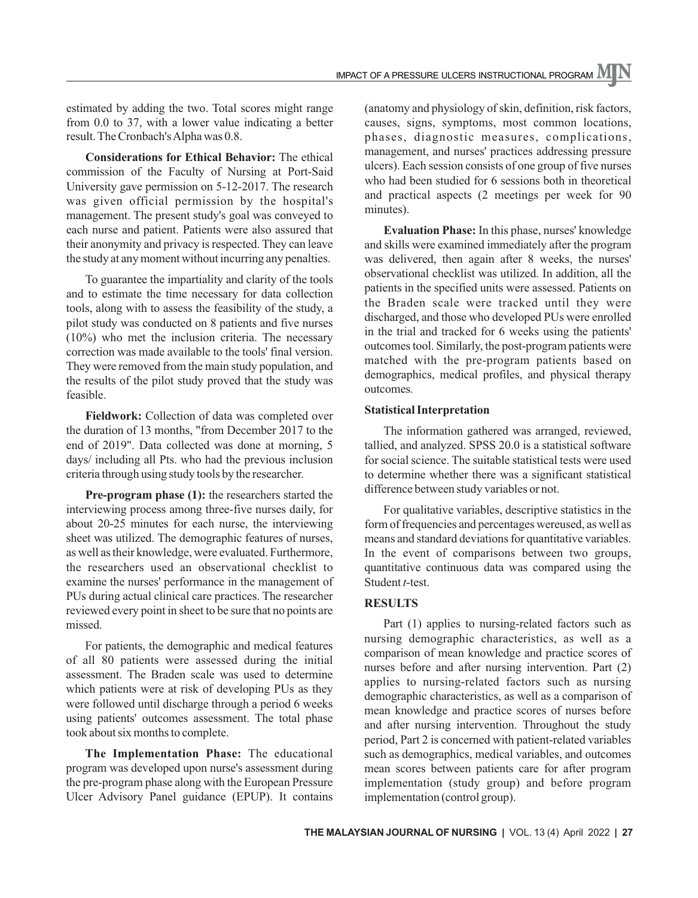estimated by adding the two. Total scores might range from 0.0 to 37, with a lower value indicating a better result. The Cronbach's Alpha was 0.8.

**Considerations for Ethical Behavior:** The ethical commission of the Faculty of Nursing at Port-Said University gave permission on 5-12-2017. The research was given official permission by the hospital's management. The present study's goal was conveyed to each nurse and patient. Patients were also assured that their anonymity and privacy is respected. They can leave the study at any moment without incurring any penalties.

To guarantee the impartiality and clarity of the tools and to estimate the time necessary for data collection tools, along with to assess the feasibility of the study, a pilot study was conducted on 8 patients and five nurses (10%) who met the inclusion criteria. The necessary correction was made available to the tools' final version. They were removed from the main study population, and the results of the pilot study proved that the study was feasible.

**Fieldwork:** Collection of data was completed over the duration of 13 months, "from December 2017 to the end of 2019". Data collected was done at morning, 5 days/ including all Pts. who had the previous inclusion criteria through using study tools by the researcher.

**Pre-program phase (1):** the researchers started the interviewing process among three-five nurses daily, for about 20-25 minutes for each nurse, the interviewing sheet was utilized. The demographic features of nurses, as well as their knowledge, were evaluated. Furthermore, the researchers used an observational checklist to examine the nurses' performance in the management of PUs during actual clinical care practices. The researcher reviewed every point in sheet to be sure that no points are missed.

For patients, the demographic and medical features of all 80 patients were assessed during the initial assessment. The Braden scale was used to determine which patients were at risk of developing PUs as they were followed until discharge through a period 6 weeks using patients' outcomes assessment. The total phase took about six months to complete.

**The Implementation Phase:** The educational program was developed upon nurse's assessment during the pre-program phase along with the European Pressure Ulcer Advisory Panel guidance (EPUP). It contains (anatomy and physiology of skin, definition, risk factors, causes, signs, symptoms, most common locations, phases, diagnostic measures, complications, management, and nurses' practices addressing pressure ulcers). Each session consists of one group of five nurses who had been studied for 6 sessions both in theoretical and practical aspects (2 meetings per week for 90 minutes).

**Evaluation Phase:** In this phase, nurses' knowledge and skills were examined immediately after the program was delivered, then again after 8 weeks, the nurses' observational checklist was utilized. In addition, all the patients in the specified units were assessed. Patients on the Braden scale were tracked until they were discharged, and those who developed PUs were enrolled in the trial and tracked for 6 weeks using the patients' outcomes tool. Similarly, the post-program patients were matched with the pre-program patients based on demographics, medical profiles, and physical therapy outcomes.

**Statistical Interpretation**

The information gathered was arranged, reviewed, tallied, and analyzed. SPSS 20.0 is a statistical software for social science. The suitable statistical tests were used to determine whether there was a significant statistical difference between study variables or not.

For qualitative variables, descriptive statistics in the form of frequencies and percentages wereused, as well as means and standard deviations for quantitative variables. In the event of comparisons between two groups, quantitative continuous data was compared using the Student *t*-test.

## RESULTS

Part (1) applies to nursing-related factors such as nursing demographic characteristics, as well as a comparison of mean knowledge and practice scores of nurses before and after nursing intervention. Part (2) applies to nursing-related factors such as nursing demographic characteristics, as well as a comparison of mean knowledge and practice scores of nurses before and after nursing intervention. Throughout the study period, Part 2 is concerned with patient-related variables such as demographics, medical variables, and outcomes mean scores between patients care for after program implementation (study group) and before program implementation (control group).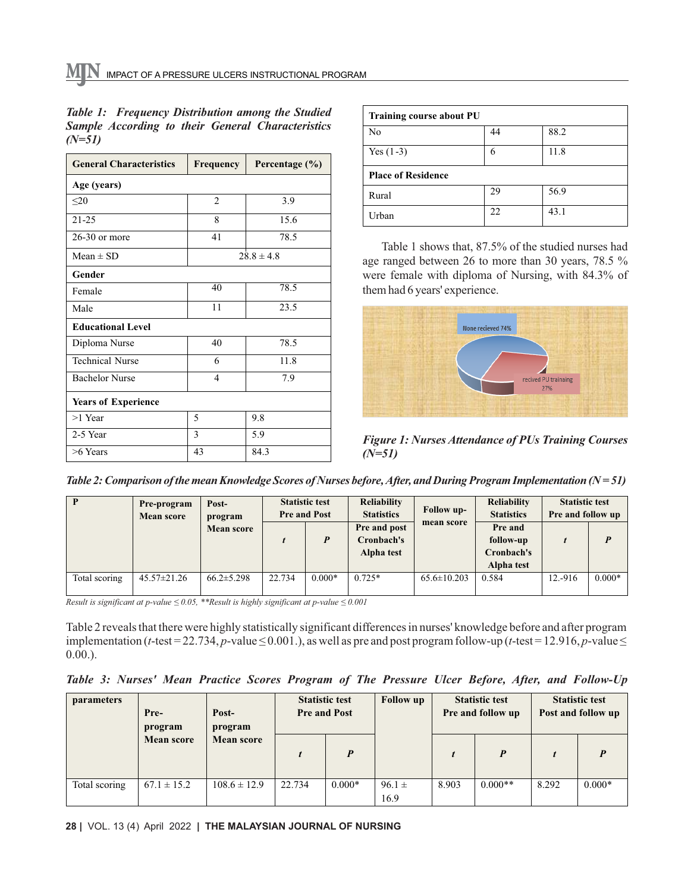*Table 1: Frequency Distribution among the Studied Sample According to their General Characteristics (N=51)*

| General Characteristics | Frequency | Percentage (%) |
|---|---|---|
| **Age (years)** | | |
| ≤20 | 2 | 3.9 |
| 21-25 | 8 | 15.6 |
| 26-30 or more | 41 | 78.5 |
| Mean ± SD | 28.8 ± 4.8 | |
| **Gender** | | |
| Female | 40 | 78.5 |
| Male | 11 | 23.5 |
| **Educational Level** | | |
| Diploma Nurse | 40 | 78.5 |
| Technical Nurse | 6 | 11.8 |
| Bachelor Nurse | 4 | 7.9 |
| **Years of Experience** | | |
| >1 Year | 5 | 9.8 |
| 2-5 Year | 3 | 5.9 |
| >6 Years | 43 | 84.3 |
| **Training course about PU** | | |
| No | 44 | 88.2 |
| Yes (1-3) | 6 | 11.8 |
| **Place of Residence** | | |
| Rural | 29 | 56.9 |
| Urban | 22 | 43.1 |

Table 1 shows that, 87.5% of the studied nurses had age ranged between 26 to more than 30 years, 78.5 % were female with diploma of Nursing, with 84.3% of them had 6 years' experience.

*Figure 1: Nurses Attendance of PUs Training Courses (N=51)*

*Table 2: Comparison of the mean Knowledge Scores of Nurses before, After, and During Program Implementation (N = 51)*

| P | Pre-program Mean score | Post-program Mean score | Statistic test Pre and Post | | Reliability Statistics | Follow up-mean score | Reliability Statistics | Statistic test Pre and follow up | |
|---|---|---|---|---|---|---|---|---|---|
| | | | *t* | *P* | Pre and post Cronbach's Alpha test | | Pre and follow-up Cronbach's Alpha test | *t* | *P* |
| Total scoring | 45.57±21.26 | 66.2±5.298 | 22.734 | 0.000* | 0.725* | 65.6±10.203 | 0.584 | 12.-916 | 0.000* |

*Result is significant at p-value ≤ 0.05, **Result is highly significant at p-value ≤ 0.001*

Table 2 reveals that there were highly statistically significant differences in nurses' knowledge before and after program implementation (*t*-test = 22.734, *p*-value ≤ 0.001.), as well as pre and post program follow-up (*t*-test = 12.916, *p*-value ≤ 0.00.).

*Table 3: Nurses' Mean Practice Scores Program of The Pressure Ulcer Before, After, and Follow-Up*

| parameters | Pre-program Mean score | Post-program Mean score | Statistic test Pre and Post | | Follow up | Statistic test Pre and follow up | | Statistic test Post and follow up | |
|---|---|---|---|---|---|---|---|---|---|
| | | | *t* | *P* | | *t* | *P* | *t* | *P* |
| Total scoring | 67.1 ± 15.2 | 108.6 ± 12.9 | 22.734 | 0.000* | 96.1 ± 16.9 | 8.903 | 0.000** | 8.292 | 0.000* |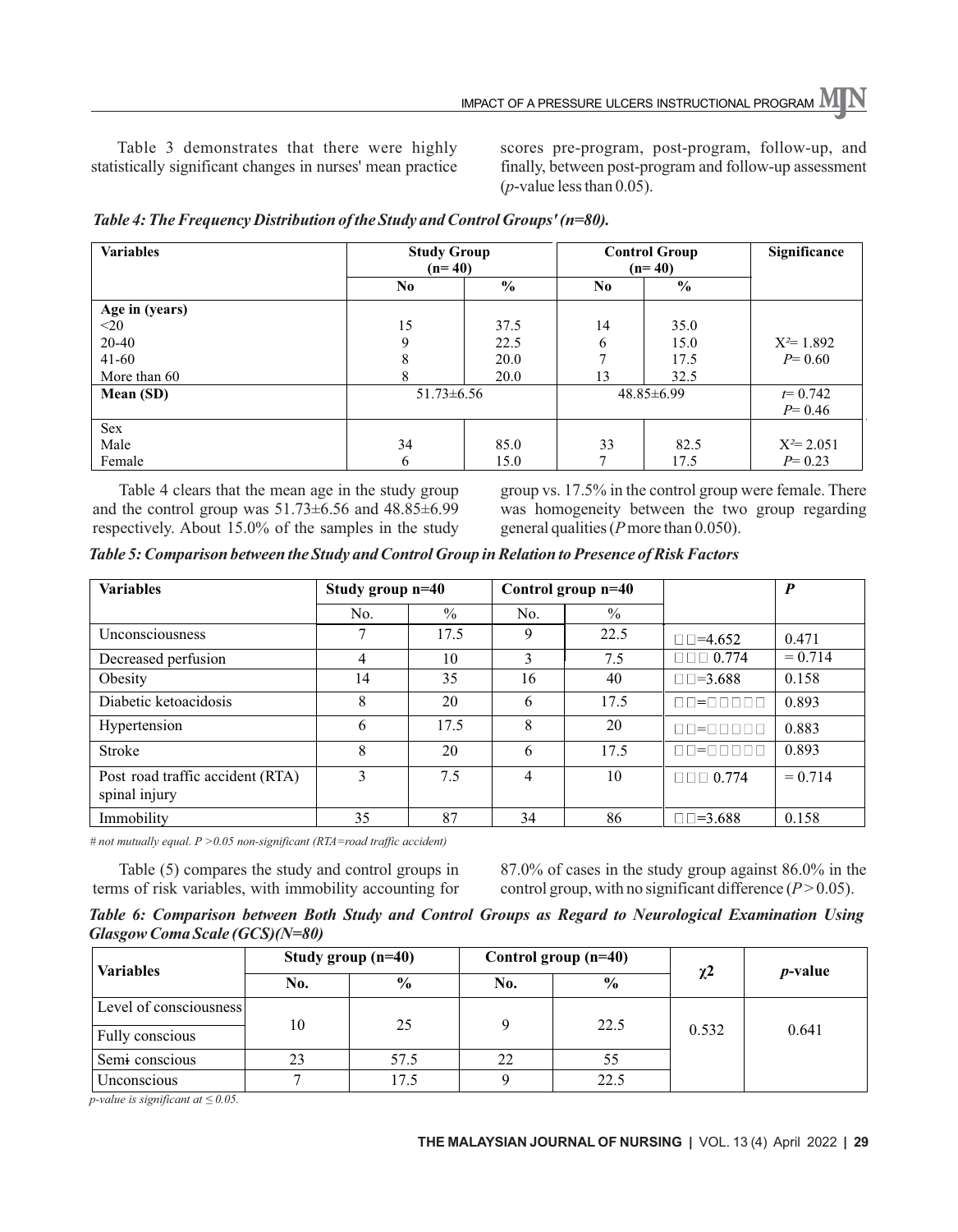Table 3 demonstrates that there were highly statistically significant changes in nurses' mean practice scores pre-program, post-program, follow-up, and finally, between post-program and follow-up assessment ($p$-value less than 0.05).

***Table 4: The Frequency Distribution of the Study and Control Groups' (n=80).***

| Variables | Study Group (n= 40) | | Control Group (n= 40) | | Significance |
|---|---|---|---|---|---|
| | No | % | No | % | |
| **Age in (years)** | | | | | |
| <20 | 15 | 37.5 | 14 | 35.0 | |
| 20-40 | 9 | 22.5 | 6 | 15.0 | $X^2$= 1.892 |
| 41-60 | 8 | 20.0 | 7 | 17.5 | $P$= 0.60 |
| More than 60 | 8 | 20.0 | 13 | 32.5 | |
| **Mean (SD)** | 51.73±6.56 | | 48.85±6.99 | | $t$= 0.742 $P$= 0.46 |
| Sex | | | | | |
| Male | 34 | 85.0 | 33 | 82.5 | $X^2$= 2.051 |
| Female | 6 | 15.0 | 7 | 17.5 | $P$= 0.23 |

Table 4 clears that the mean age in the study group and the control group was 51.73±6.56 and 48.85±6.99 respectively. About 15.0% of the samples in the study group vs. 17.5% in the control group were female. There was homogeneity between the two group regarding general qualities ($P$ more than 0.050).

***Table 5: Comparison between the Study and Control Group in Relation to Presence of Risk Factors***

| Variables | Study group n=40 | | Control group n=40 | | | ***P*** |
|---|---|---|---|---|---|---|
| | No. | % | No. | % | | |
| Unconsciousness | 7 | 17.5 | 9 | 22.5 | □□=4.652 | 0.471 |
| Decreased perfusion | 4 | 10 | 3 | 7.5 | □□□ 0.774 | = 0.714 |
| Obesity | 14 | 35 | 16 | 40 | □□=3.688 | 0.158 |
| Diabetic ketoacidosis | 8 | 20 | 6 | 17.5 | □□=□□□□□ | 0.893 |
| Hypertension | 6 | 17.5 | 8 | 20 | □□=□□□□□ | 0.883 |
| Stroke | 8 | 20 | 6 | 17.5 | □□=□□□□□ | 0.893 |
| Post road traffic accident (RTA) spinal injury | 3 | 7.5 | 4 | 10 | □□□ 0.774 | = 0.714 |
| Immobility | 35 | 87 | 34 | 86 | □□=3.688 | 0.158 |

*# not mutually equal. P >0.05 non-significant (RTA=road traffic accident)*

Table (5) compares the study and control groups in terms of risk variables, with immobility accounting for 87.0% of cases in the study group against 86.0% in the control group, with no significant difference ($P > 0.05$).

***Table 6: Comparison between Both Study and Control Groups as Regard to Neurological Examination Using Glasgow Coma Scale (GCS)(N=80)***

| Variables | Study group (n=40) | | Control group (n=40) | | $\chi 2$ | $p$-value |
|---|---|---|---|---|---|---|
| | No. | % | No. | % | | |
| Level of consciousness | | | | | | |
| Fully conscious | 10 | 25 | 9 | 22.5 | 0.532 | 0.641 |
| Semi conscious | 23 | 57.5 | 22 | 55 | | |
| Unconscious | 7 | 17.5 | 9 | 22.5 | | |

*p-value is significant at ≤ 0.05.*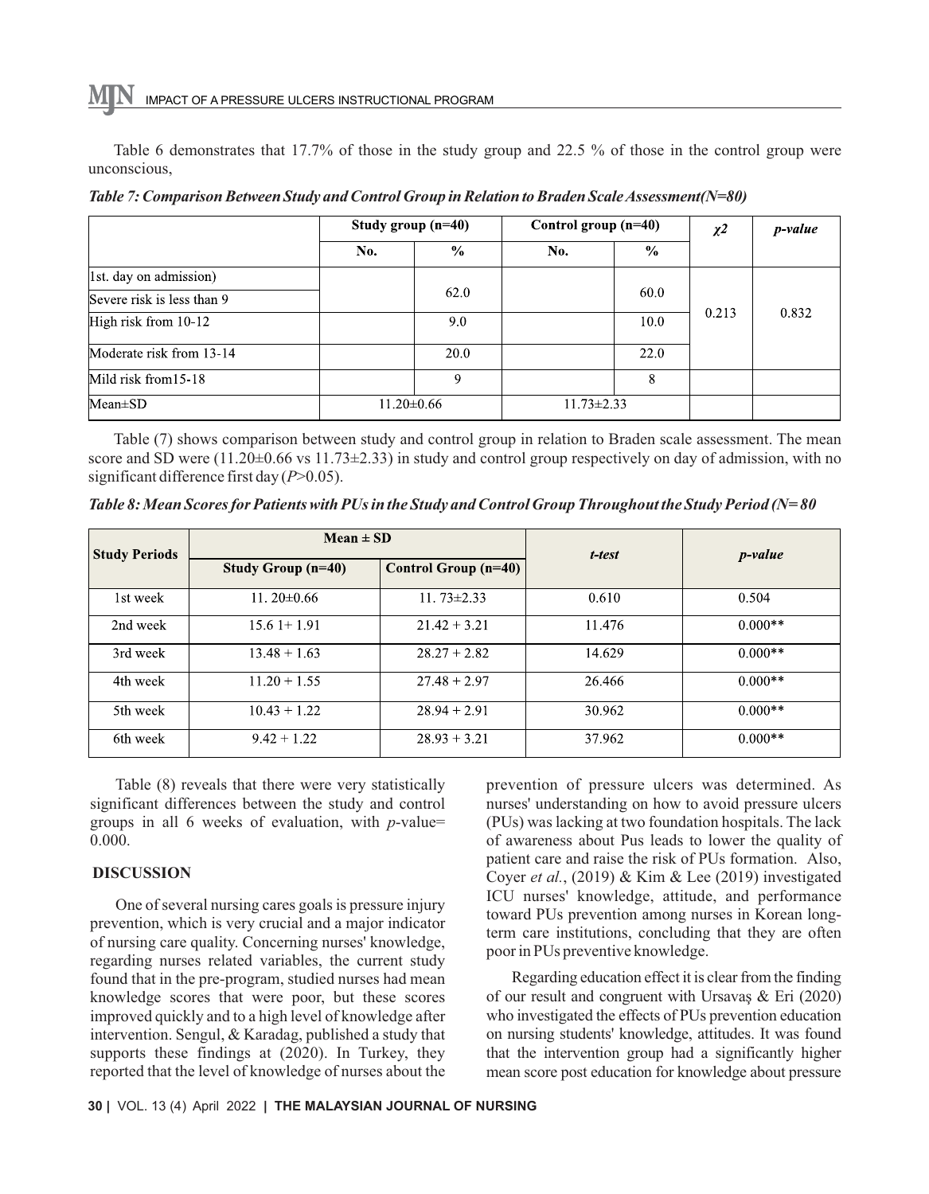Table 6 demonstrates that 17.7% of those in the study group and 22.5 % of those in the control group were unconscious,

***Table 7: Comparison Between Study and Control Group in Relation to Braden Scale Assessment(N=80)***

| | Study group (n=40) | | Control group (n=40) | | $\chi 2$ | *p-value* |
|---|---|---|---|---|---|---|
| | No. | % | No. | % | | |
| 1st. day on admission) | | | | | | |
| Severe risk is less than 9 | | 62.0 | | 60.0 | 0.213 | 0.832 |
| High risk from 10-12 | | 9.0 | | 10.0 | | |
| Moderate risk from 13-14 | | 20.0 | | 22.0 | | |
| Mild risk from15-18 | | 9 | | 8 | | |
| Mean±SD | 11.20±0.66 | | 11.73±2.33 | | | |

Table (7) shows comparison between study and control group in relation to Braden scale assessment. The mean score and SD were (11.20±0.66 vs 11.73±2.33) in study and control group respectively on day of admission, with no significant difference first day ($P$>0.05).

***Table 8: Mean Scores for Patients with PUs in the Study and Control Group Throughout the Study Period (N= 80***

| Study Periods | Mean ± SD | | *t-test* | *p-value* |
|---|---|---|---|---|
| | Study Group (n=40) | Control Group (n=40) | | |
| 1st week | 11. 20±0.66 | 11. 73±2.33 | 0.610 | 0.504 |
| 2nd week | 15.6 1+ 1.91 | 21.42 + 3.21 | 11.476 | 0.000** |
| 3rd week | 13.48 + 1.63 | 28.27 + 2.82 | 14.629 | 0.000** |
| 4th week | 11.20 + 1.55 | 27.48 + 2.97 | 26.466 | 0.000** |
| 5th week | 10.43 + 1.22 | 28.94 + 2.91 | 30.962 | 0.000** |
| 6th week | 9.42 + 1.22 | 28.93 + 3.21 | 37.962 | 0.000** |

Table (8) reveals that there were very statistically significant differences between the study and control groups in all 6 weeks of evaluation, with $p$-value= 0.000.

## DISCUSSION

One of several nursing cares goals is pressure injury prevention, which is very crucial and a major indicator of nursing care quality. Concerning nurses' knowledge, regarding nurses related variables, the current study found that in the pre-program, studied nurses had mean knowledge scores that were poor, but these scores improved quickly and to a high level of knowledge after intervention. Sengul, & Karadag, published a study that supports these findings at (2020). In Turkey, they reported that the level of knowledge of nurses about the prevention of pressure ulcers was determined. As nurses' understanding on how to avoid pressure ulcers (PUs) was lacking at two foundation hospitals. The lack of awareness about Pus leads to lower the quality of patient care and raise the risk of PUs formation. Also, Coyer *et al.*, (2019) & Kim & Lee (2019) investigated ICU nurses' knowledge, attitude, and performance toward PUs prevention among nurses in Korean long-term care institutions, concluding that they are often poor in PUs preventive knowledge.

Regarding education effect it is clear from the finding of our result and congruent with Ursavaş & Eri (2020) who investigated the effects of PUs prevention education on nursing students' knowledge, attitudes. It was found that the intervention group had a significantly higher mean score post education for knowledge about pressure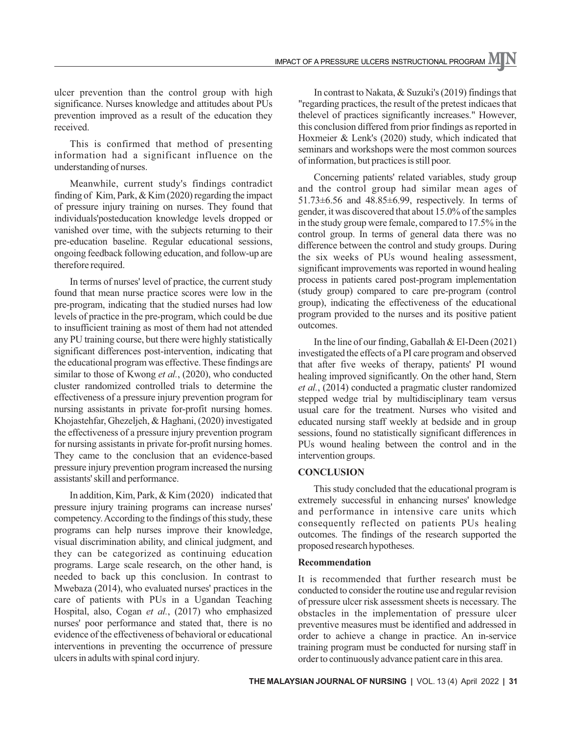ulcer prevention than the control group with high significance. Nurses knowledge and attitudes about PUs prevention improved as a result of the education they received.

This is confirmed that method of presenting information had a significant influence on the understanding of nurses.

Meanwhile, current study's findings contradict finding of Kim, Park, & Kim (2020) regarding the impact of pressure injury training on nurses. They found that individuals'posteducation knowledge levels dropped or vanished over time, with the subjects returning to their pre-education baseline. Regular educational sessions, ongoing feedback following education, and follow-up are therefore required.

In terms of nurses' level of practice, the current study found that mean nurse practice scores were low in the pre-program, indicating that the studied nurses had low levels of practice in the pre-program, which could be due to insufficient training as most of them had not attended any PU training course, but there were highly statistically significant differences post-intervention, indicating that the educational program was effective. These findings are similar to those of Kwong *et al.*, (2020), who conducted cluster randomized controlled trials to determine the effectiveness of a pressure injury prevention program for nursing assistants in private for-profit nursing homes. Khojastehfar, Ghezeljeh, & Haghani, (2020) investigated the effectiveness of a pressure injury prevention program for nursing assistants in private for-profit nursing homes. They came to the conclusion that an evidence-based pressure injury prevention program increased the nursing assistants' skill and performance.

In addition, Kim, Park, & Kim (2020) indicated that pressure injury training programs can increase nurses' competency. According to the findings of this study, these programs can help nurses improve their knowledge, visual discrimination ability, and clinical judgment, and they can be categorized as continuing education programs. Large scale research, on the other hand, is needed to back up this conclusion. In contrast to Mwebaza (2014), who evaluated nurses' practices in the care of patients with PUs in a Ugandan Teaching Hospital, also, Cogan *et al.*, (2017) who emphasized nurses' poor performance and stated that, there is no evidence of the effectiveness of behavioral or educational interventions in preventing the occurrence of pressure ulcers in adults with spinal cord injury.

In contrast to Nakata, & Suzuki's (2019) findings that "regarding practices, the result of the pretest indicaes that thelevel of practices significantly increases." However, this conclusion differed from prior findings as reported in Hoxmeier & Lenk's (2020) study, which indicated that seminars and workshops were the most common sources of information, but practices is still poor.

Concerning patients' related variables, study group and the control group had similar mean ages of 51.73±6.56 and 48.85±6.99, respectively. In terms of gender, it was discovered that about 15.0% of the samples in the study group were female, compared to 17.5% in the control group. In terms of general data there was no difference between the control and study groups. During the six weeks of PUs wound healing assessment, significant improvements was reported in wound healing process in patients cared post-program implementation (study group) compared to care pre-program (control group), indicating the effectiveness of the educational program provided to the nurses and its positive patient outcomes.

In the line of our finding, Gaballah & El-Deen (2021) investigated the effects of a PI care program and observed that after five weeks of therapy, patients' PI wound healing improved significantly. On the other hand, Stern *et al.*, (2014) conducted a pragmatic cluster randomized stepped wedge trial by multidisciplinary team versus usual care for the treatment. Nurses who visited and educated nursing staff weekly at bedside and in group sessions, found no statistically significant differences in PUs wound healing between the control and in the intervention groups.

## CONCLUSION

This study concluded that the educational program is extremely successful in enhancing nurses' knowledge and performance in intensive care units which consequently reflected on patients PUs healing outcomes. The findings of the research supported the proposed research hypotheses.

### Recommendation

It is recommended that further research must be conducted to consider the routine use and regular revision of pressure ulcer risk assessment sheets is necessary. The obstacles in the implementation of pressure ulcer preventive measures must be identified and addressed in order to achieve a change in practice. An in-service training program must be conducted for nursing staff in order to continuously advance patient care in this area.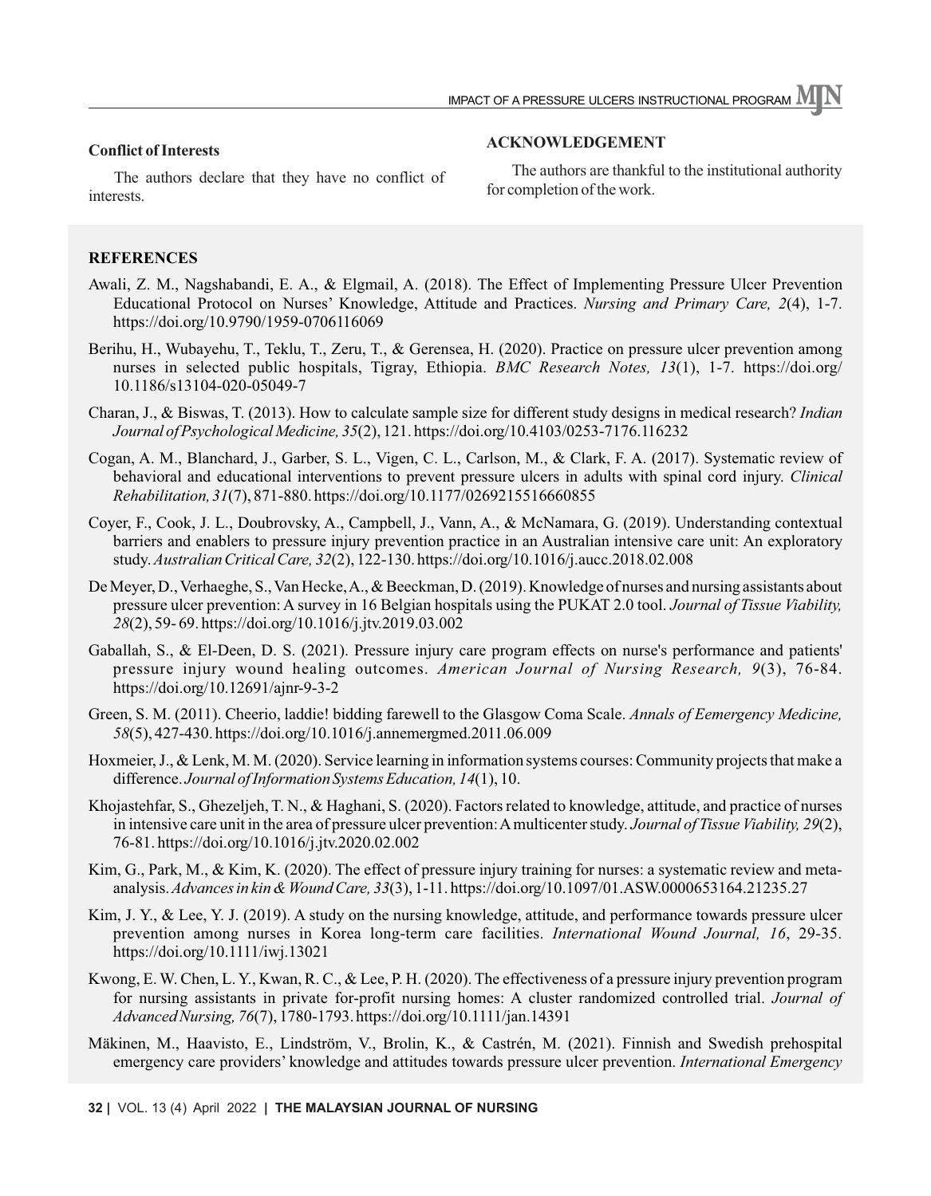**Conflict of Interests**

The authors declare that they have no conflict of interests.

**ACKNOWLEDGEMENT**

The authors are thankful to the institutional authority for completion of the work.

**REFERENCES**

Awali, Z. M., Nagshabandi, E. A., & Elgmail, A. (2018). The Effect of Implementing Pressure Ulcer Prevention Educational Protocol on Nurses' Knowledge, Attitude and Practices. *Nursing and Primary Care, 2*(4), 1-7. https://doi.org/10.9790/1959-0706116069

Berihu, H., Wubayehu, T., Teklu, T., Zeru, T., & Gerensea, H. (2020). Practice on pressure ulcer prevention among nurses in selected public hospitals, Tigray, Ethiopia. *BMC Research Notes, 13*(1), 1-7. https://doi.org/10.1186/s13104-020-05049-7

Charan, J., & Biswas, T. (2013). How to calculate sample size for different study designs in medical research? *Indian Journal of Psychological Medicine, 35*(2), 121. https://doi.org/10.4103/0253-7176.116232

Cogan, A. M., Blanchard, J., Garber, S. L., Vigen, C. L., Carlson, M., & Clark, F. A. (2017). Systematic review of behavioral and educational interventions to prevent pressure ulcers in adults with spinal cord injury. *Clinical Rehabilitation, 31*(7), 871-880. https://doi.org/10.1177/0269215516660855

Coyer, F., Cook, J. L., Doubrovsky, A., Campbell, J., Vann, A., & McNamara, G. (2019). Understanding contextual barriers and enablers to pressure injury prevention practice in an Australian intensive care unit: An exploratory study. *Australian Critical Care, 32*(2), 122-130. https://doi.org/10.1016/j.aucc.2018.02.008

De Meyer, D., Verhaeghe, S., Van Hecke, A., & Beeckman, D. (2019). Knowledge of nurses and nursing assistants about pressure ulcer prevention: A survey in 16 Belgian hospitals using the PUKAT 2.0 tool. *Journal of Tissue Viability, 28*(2), 59- 69. https://doi.org/10.1016/j.jtv.2019.03.002

Gaballah, S., & El-Deen, D. S. (2021). Pressure injury care program effects on nurse's performance and patients' pressure injury wound healing outcomes. *American Journal of Nursing Research, 9*(3), 76-84. https://doi.org/10.12691/ajnr-9-3-2

Green, S. M. (2011). Cheerio, laddie! bidding farewell to the Glasgow Coma Scale. *Annals of Eemergency Medicine, 58*(5), 427-430. https://doi.org/10.1016/j.annemergmed.2011.06.009

Hoxmeier, J., & Lenk, M. M. (2020). Service learning in information systems courses: Community projects that make a difference. *Journal of Information Systems Education, 14*(1), 10.

Khojastehfar, S., Ghezeljeh, T. N., & Haghani, S. (2020). Factors related to knowledge, attitude, and practice of nurses in intensive care unit in the area of pressure ulcer prevention: A multicenter study. *Journal of Tissue Viability, 29*(2), 76-81. https://doi.org/10.1016/j.jtv.2020.02.002

Kim, G., Park, M., & Kim, K. (2020). The effect of pressure injury training for nurses: a systematic review and meta-analysis. *Advances in kin & Wound Care, 33*(3), 1-11. https://doi.org/10.1097/01.ASW.0000653164.21235.27

Kim, J. Y., & Lee, Y. J. (2019). A study on the nursing knowledge, attitude, and performance towards pressure ulcer prevention among nurses in Korea long-term care facilities. *International Wound Journal, 16*, 29-35. https://doi.org/10.1111/iwj.13021

Kwong, E. W. Chen, L. Y., Kwan, R. C., & Lee, P. H. (2020). The effectiveness of a pressure injury prevention program for nursing assistants in private for-profit nursing homes: A cluster randomized controlled trial. *Journal of Advanced Nursing, 76*(7), 1780-1793. https://doi.org/10.1111/jan.14391

Mäkinen, M., Haavisto, E., Lindström, V., Brolin, K., & Castrén, M. (2021). Finnish and Swedish prehospital emergency care providers' knowledge and attitudes towards pressure ulcer prevention. *International Emergency*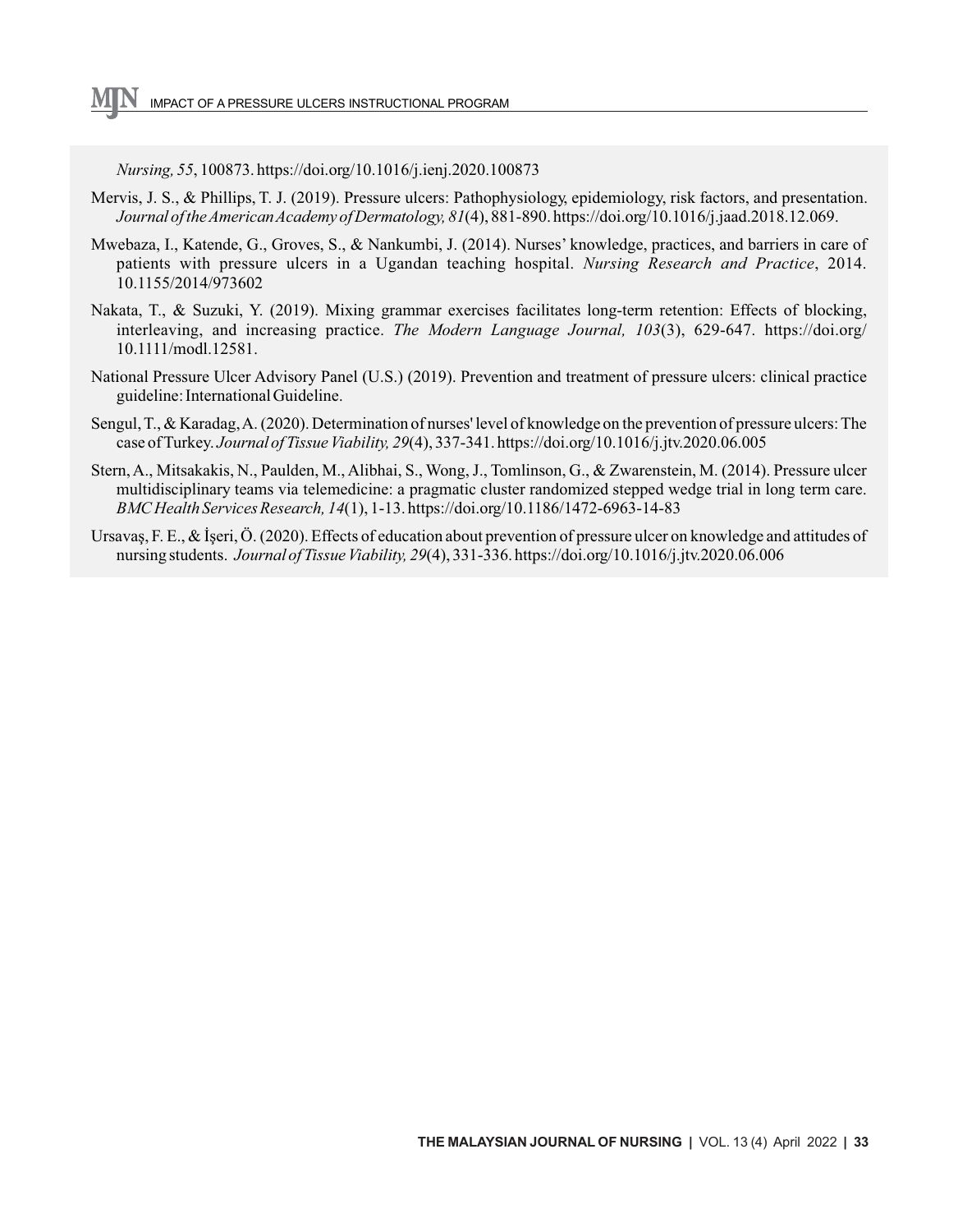*Nursing, 55*, 100873. https://doi.org/10.1016/j.ienj.2020.100873

Mervis, J. S., & Phillips, T. J. (2019). Pressure ulcers: Pathophysiology, epidemiology, risk factors, and presentation. *Journal of the American Academy of Dermatology, 81*(4), 881-890. https://doi.org/10.1016/j.jaad.2018.12.069.

Mwebaza, I., Katende, G., Groves, S., & Nankumbi, J. (2014). Nurses' knowledge, practices, and barriers in care of patients with pressure ulcers in a Ugandan teaching hospital. *Nursing Research and Practice*, 2014. 10.1155/2014/973602

Nakata, T., & Suzuki, Y. (2019). Mixing grammar exercises facilitates long-term retention: Effects of blocking, interleaving, and increasing practice. *The Modern Language Journal, 103*(3), 629-647. https://doi.org/10.1111/modl.12581.

National Pressure Ulcer Advisory Panel (U.S.) (2019). Prevention and treatment of pressure ulcers: clinical practice guideline: International Guideline.

Sengul, T., & Karadag, A. (2020). Determination of nurses' level of knowledge on the prevention of pressure ulcers: The case of Turkey. *Journal of Tissue Viability, 29*(4), 337-341. https://doi.org/10.1016/j.jtv.2020.06.005

Stern, A., Mitsakakis, N., Paulden, M., Alibhai, S., Wong, J., Tomlinson, G., & Zwarenstein, M. (2014). Pressure ulcer multidisciplinary teams via telemedicine: a pragmatic cluster randomized stepped wedge trial in long term care. *BMC Health Services Research, 14*(1), 1-13. https://doi.org/10.1186/1472-6963-14-83

Ursavaş, F. E., & İşeri, Ö. (2020). Effects of education about prevention of pressure ulcer on knowledge and attitudes of nursing students. *Journal of Tissue Viability, 29*(4), 331-336. https://doi.org/10.1016/j.jtv.2020.06.006